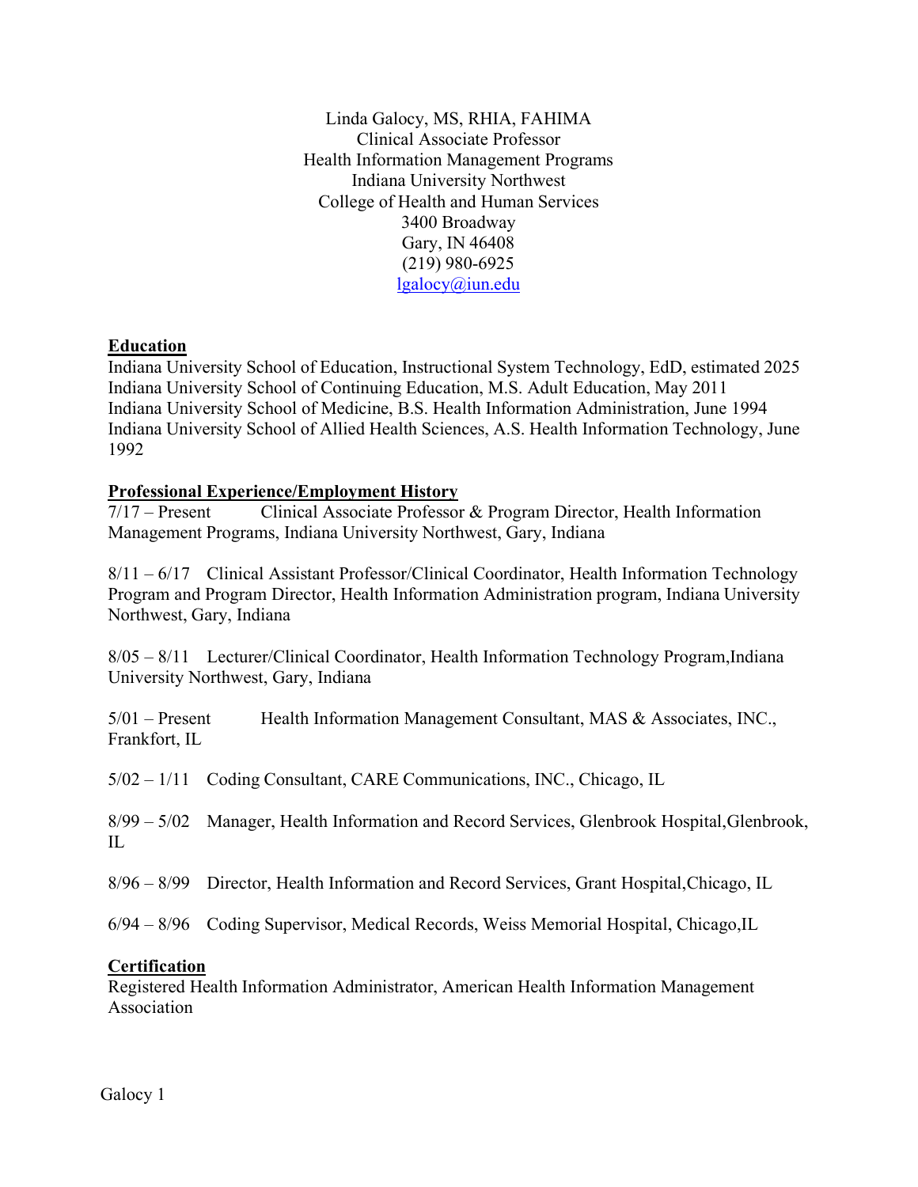Linda Galocy, MS, RHIA, FAHIMA
Clinical Associate Professor
Health Information Management Programs
Indiana University Northwest
College of Health and Human Services
3400 Broadway
Gary, IN 46408
(219) 980-6925
lgalocy@iun.edu

## Education

Indiana University School of Education, Instructional System Technology, EdD, estimated 2025
Indiana University School of Continuing Education, M.S. Adult Education, May 2011
Indiana University School of Medicine, B.S. Health Information Administration, June 1994
Indiana University School of Allied Health Sciences, A.S. Health Information Technology, June 1992

## Professional Experience/Employment History

7/17 – Present Clinical Associate Professor & Program Director, Health Information Management Programs, Indiana University Northwest, Gary, Indiana

8/11 – 6/17 Clinical Assistant Professor/Clinical Coordinator, Health Information Technology Program and Program Director, Health Information Administration program, Indiana University Northwest, Gary, Indiana

8/05 – 8/11 Lecturer/Clinical Coordinator, Health Information Technology Program,Indiana University Northwest, Gary, Indiana

5/01 – Present Health Information Management Consultant, MAS & Associates, INC., Frankfort, IL

5/02 – 1/11 Coding Consultant, CARE Communications, INC., Chicago, IL

8/99 – 5/02 Manager, Health Information and Record Services, Glenbrook Hospital,Glenbrook, IL

8/96 – 8/99 Director, Health Information and Record Services, Grant Hospital,Chicago, IL

6/94 – 8/96 Coding Supervisor, Medical Records, Weiss Memorial Hospital, Chicago,IL

## Certification

Registered Health Information Administrator, American Health Information Management Association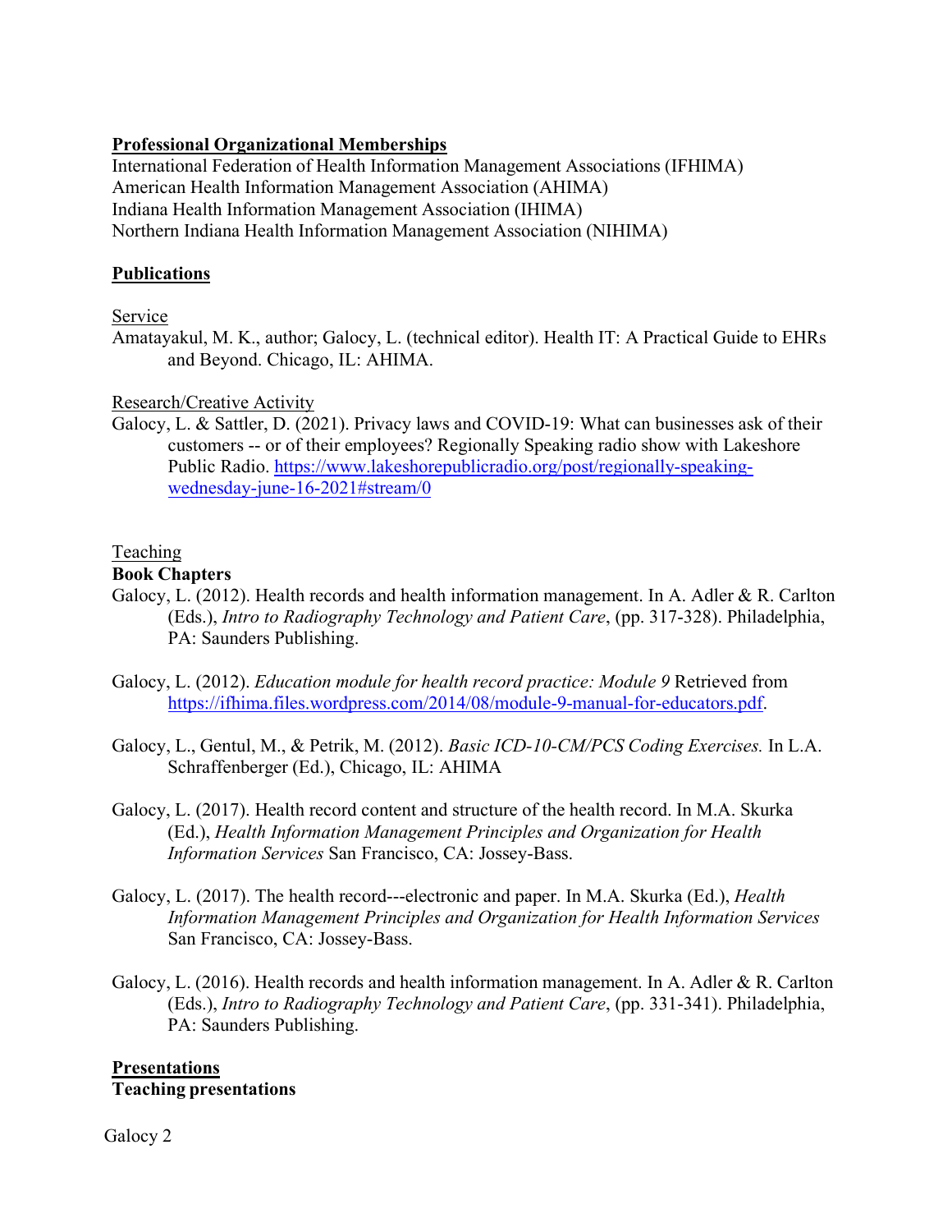## Professional Organizational Memberships

International Federation of Health Information Management Associations (IFHIMA)
American Health Information Management Association (AHIMA)
Indiana Health Information Management Association (IHIMA)
Northern Indiana Health Information Management Association (NIHIMA)

## Publications

Service

Amatayakul, M. K., author; Galocy, L. (technical editor). Health IT: A Practical Guide to EHRs and Beyond. Chicago, IL: AHIMA.

Research/Creative Activity

Galocy, L. & Sattler, D. (2021). Privacy laws and COVID-19: What can businesses ask of their customers -- or of their employees? Regionally Speaking radio show with Lakeshore Public Radio. [https://www.lakeshorepublicradio.org/post/regionally-speaking-wednesday-june-16-2021#stream/0](https://www.lakeshorepublicradio.org/post/regionally-speaking-wednesday-june-16-2021#stream/0)

Teaching

**Book Chapters**

Galocy, L. (2012). Health records and health information management. In A. Adler & R. Carlton (Eds.), *Intro to Radiography Technology and Patient Care*, (pp. 317-328). Philadelphia, PA: Saunders Publishing.

Galocy, L. (2012). *Education module for health record practice: Module 9* Retrieved from [https://ifhima.files.wordpress.com/2014/08/module-9-manual-for-educators.pdf](https://ifhima.files.wordpress.com/2014/08/module-9-manual-for-educators.pdf).

Galocy, L., Gentul, M., & Petrik, M. (2012). *Basic ICD-10-CM/PCS Coding Exercises.* In L.A. Schraffenberger (Ed.), Chicago, IL: AHIMA

Galocy, L. (2017). Health record content and structure of the health record. In M.A. Skurka (Ed.), *Health Information Management Principles and Organization for Health Information Services* San Francisco, CA: Jossey-Bass.

Galocy, L. (2017). The health record---electronic and paper. In M.A. Skurka (Ed.), *Health Information Management Principles and Organization for Health Information Services* San Francisco, CA: Jossey-Bass.

Galocy, L. (2016). Health records and health information management. In A. Adler & R. Carlton (Eds.), *Intro to Radiography Technology and Patient Care*, (pp. 331-341). Philadelphia, PA: Saunders Publishing.

## Presentations

**Teaching presentations**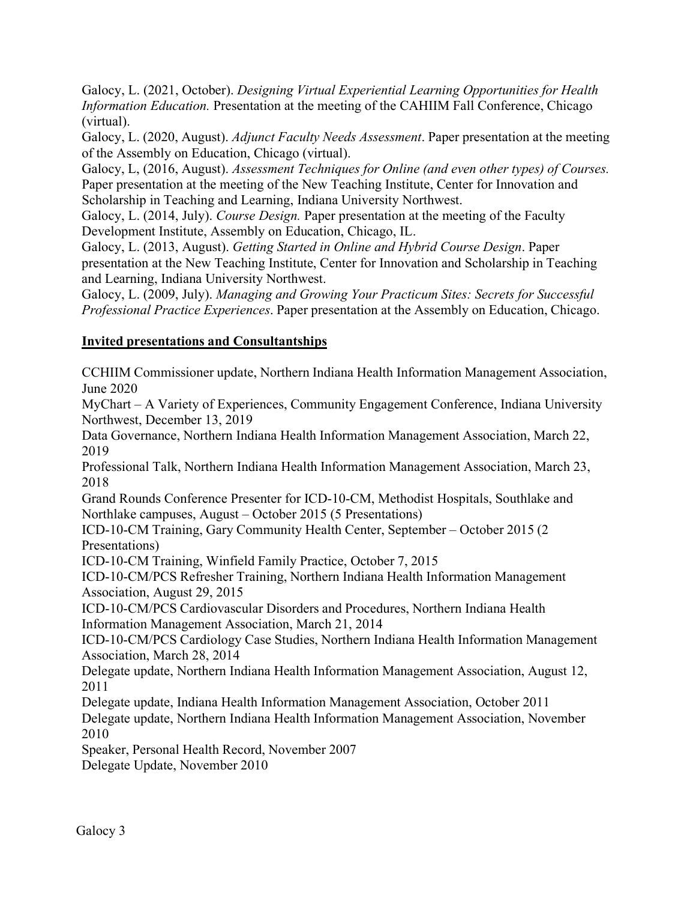Galocy, L. (2021, October). *Designing Virtual Experiential Learning Opportunities for Health Information Education.* Presentation at the meeting of the CAHIIM Fall Conference, Chicago (virtual).

Galocy, L. (2020, August). *Adjunct Faculty Needs Assessment*. Paper presentation at the meeting of the Assembly on Education, Chicago (virtual).

Galocy, L, (2016, August). *Assessment Techniques for Online (and even other types) of Courses.* Paper presentation at the meeting of the New Teaching Institute, Center for Innovation and Scholarship in Teaching and Learning, Indiana University Northwest.

Galocy, L. (2014, July). *Course Design.* Paper presentation at the meeting of the Faculty Development Institute, Assembly on Education, Chicago, IL.

Galocy, L. (2013, August). *Getting Started in Online and Hybrid Course Design*. Paper presentation at the New Teaching Institute, Center for Innovation and Scholarship in Teaching and Learning, Indiana University Northwest.

Galocy, L. (2009, July). *Managing and Growing Your Practicum Sites: Secrets for Successful Professional Practice Experiences*. Paper presentation at the Assembly on Education, Chicago.

## Invited presentations and Consultantships

CCHIIM Commissioner update, Northern Indiana Health Information Management Association, June 2020

MyChart – A Variety of Experiences, Community Engagement Conference, Indiana University Northwest, December 13, 2019

Data Governance, Northern Indiana Health Information Management Association, March 22, 2019

Professional Talk, Northern Indiana Health Information Management Association, March 23, 2018

Grand Rounds Conference Presenter for ICD-10-CM, Methodist Hospitals, Southlake and Northlake campuses, August – October 2015 (5 Presentations)

ICD-10-CM Training, Gary Community Health Center, September – October 2015 (2 Presentations)

ICD-10-CM Training, Winfield Family Practice, October 7, 2015

ICD-10-CM/PCS Refresher Training, Northern Indiana Health Information Management Association, August 29, 2015

ICD-10-CM/PCS Cardiovascular Disorders and Procedures, Northern Indiana Health Information Management Association, March 21, 2014

ICD-10-CM/PCS Cardiology Case Studies, Northern Indiana Health Information Management Association, March 28, 2014

Delegate update, Northern Indiana Health Information Management Association, August 12, 2011

Delegate update, Indiana Health Information Management Association, October 2011

Delegate update, Northern Indiana Health Information Management Association, November 2010

Speaker, Personal Health Record, November 2007

Delegate Update, November 2010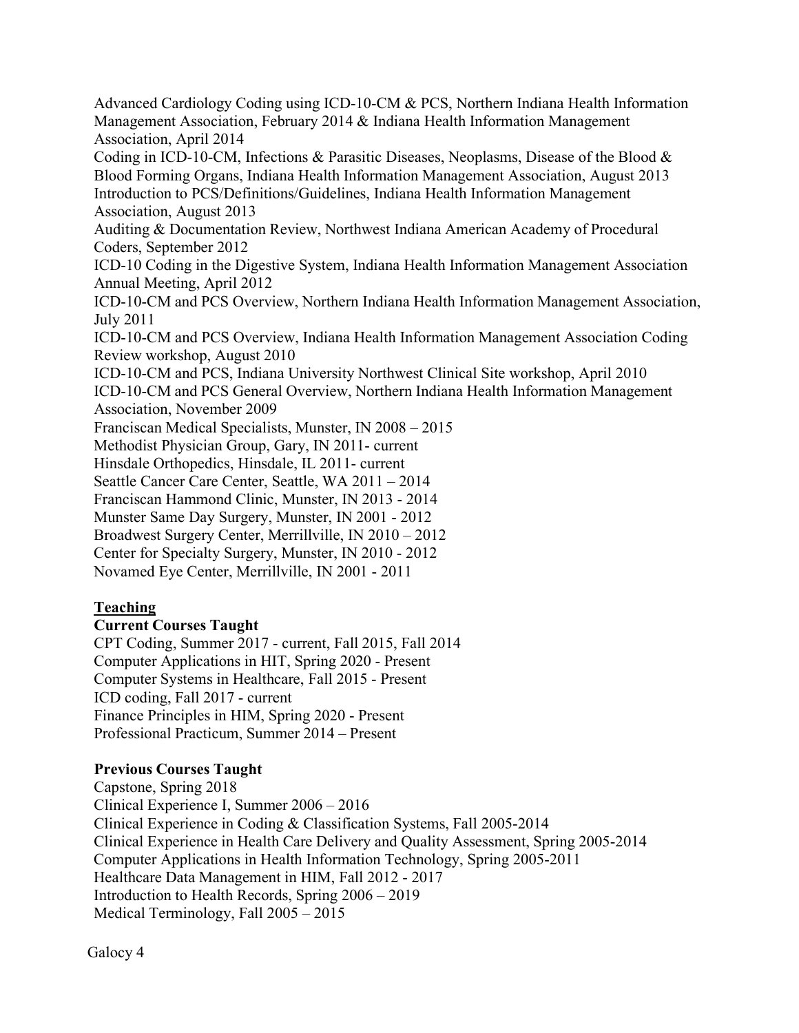Advanced Cardiology Coding using ICD-10-CM & PCS, Northern Indiana Health Information Management Association, February 2014 & Indiana Health Information Management Association, April 2014

Coding in ICD-10-CM, Infections & Parasitic Diseases, Neoplasms, Disease of the Blood & Blood Forming Organs, Indiana Health Information Management Association, August 2013

Introduction to PCS/Definitions/Guidelines, Indiana Health Information Management Association, August 2013

Auditing & Documentation Review, Northwest Indiana American Academy of Procedural Coders, September 2012

ICD-10 Coding in the Digestive System, Indiana Health Information Management Association Annual Meeting, April 2012

ICD-10-CM and PCS Overview, Northern Indiana Health Information Management Association, July 2011

ICD-10-CM and PCS Overview, Indiana Health Information Management Association Coding Review workshop, August 2010

ICD-10-CM and PCS, Indiana University Northwest Clinical Site workshop, April 2010

ICD-10-CM and PCS General Overview, Northern Indiana Health Information Management Association, November 2009

Franciscan Medical Specialists, Munster, IN 2008 – 2015

Methodist Physician Group, Gary, IN 2011- current

Hinsdale Orthopedics, Hinsdale, IL 2011- current

Seattle Cancer Care Center, Seattle, WA 2011 – 2014

Franciscan Hammond Clinic, Munster, IN 2013 - 2014

Munster Same Day Surgery, Munster, IN 2001 - 2012

Broadwest Surgery Center, Merrillville, IN 2010 – 2012

Center for Specialty Surgery, Munster, IN 2010 - 2012

Novamed Eye Center, Merrillville, IN 2001 - 2011

## Teaching

### Current Courses Taught

CPT Coding, Summer 2017 - current, Fall 2015, Fall 2014

Computer Applications in HIT, Spring 2020 - Present

Computer Systems in Healthcare, Fall 2015 - Present

ICD coding, Fall 2017 - current

Finance Principles in HIM, Spring 2020 - Present

Professional Practicum, Summer 2014 – Present

### Previous Courses Taught

Capstone, Spring 2018

Clinical Experience I, Summer 2006 – 2016

Clinical Experience in Coding & Classification Systems, Fall 2005-2014

Clinical Experience in Health Care Delivery and Quality Assessment, Spring 2005-2014

Computer Applications in Health Information Technology, Spring 2005-2011

Healthcare Data Management in HIM, Fall 2012 - 2017

Introduction to Health Records, Spring 2006 – 2019

Medical Terminology, Fall 2005 – 2015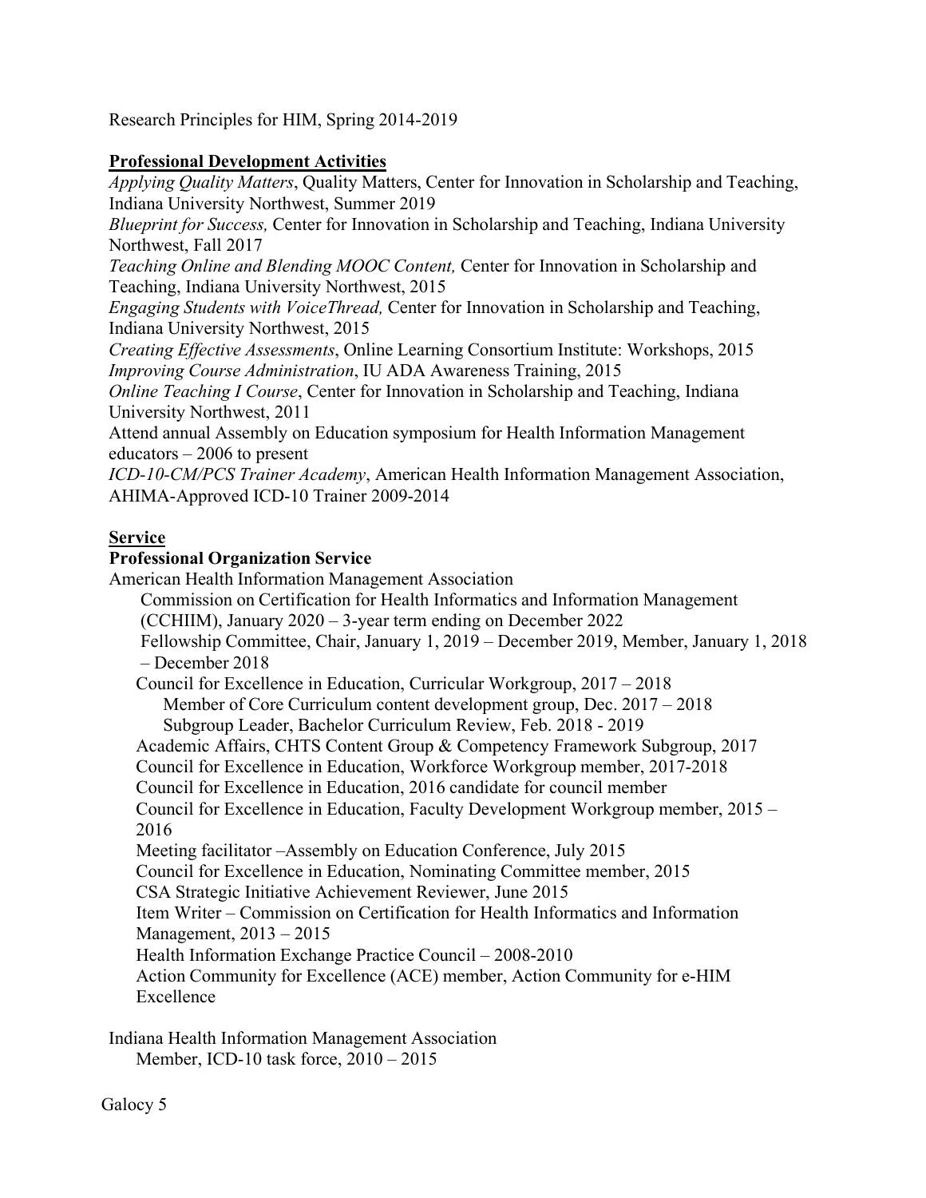Research Principles for HIM, Spring 2014-2019

**Professional Development Activities**

*Applying Quality Matters*, Quality Matters, Center for Innovation in Scholarship and Teaching, Indiana University Northwest, Summer 2019
*Blueprint for Success,* Center for Innovation in Scholarship and Teaching, Indiana University Northwest, Fall 2017
*Teaching Online and Blending MOOC Content,* Center for Innovation in Scholarship and Teaching, Indiana University Northwest, 2015
*Engaging Students with VoiceThread,* Center for Innovation in Scholarship and Teaching, Indiana University Northwest, 2015
*Creating Effective Assessments*, Online Learning Consortium Institute: Workshops, 2015
*Improving Course Administration*, IU ADA Awareness Training, 2015
*Online Teaching I Course*, Center for Innovation in Scholarship and Teaching, Indiana University Northwest, 2011
Attend annual Assembly on Education symposium for Health Information Management educators – 2006 to present
*ICD-10-CM/PCS Trainer Academy*, American Health Information Management Association, AHIMA-Approved ICD-10 Trainer 2009-2014

**Service**

**Professional Organization Service**

American Health Information Management Association

- Commission on Certification for Health Informatics and Information Management (CCHIIM), January 2020 – 3-year term ending on December 2022
- Fellowship Committee, Chair, January 1, 2019 – December 2019, Member, January 1, 2018 – December 2018
- Council for Excellence in Education, Curricular Workgroup, 2017 – 2018
  - Member of Core Curriculum content development group, Dec. 2017 – 2018
  - Subgroup Leader, Bachelor Curriculum Review, Feb. 2018 - 2019
- Academic Affairs, CHTS Content Group & Competency Framework Subgroup, 2017
- Council for Excellence in Education, Workforce Workgroup member, 2017-2018
- Council for Excellence in Education, 2016 candidate for council member
- Council for Excellence in Education, Faculty Development Workgroup member, 2015 – 2016
- Meeting facilitator –Assembly on Education Conference, July 2015
- Council for Excellence in Education, Nominating Committee member, 2015
- CSA Strategic Initiative Achievement Reviewer, June 2015
- Item Writer – Commission on Certification for Health Informatics and Information Management, 2013 – 2015
- Health Information Exchange Practice Council – 2008-2010
- Action Community for Excellence (ACE) member, Action Community for e-HIM Excellence

Indiana Health Information Management Association

- Member, ICD-10 task force, 2010 – 2015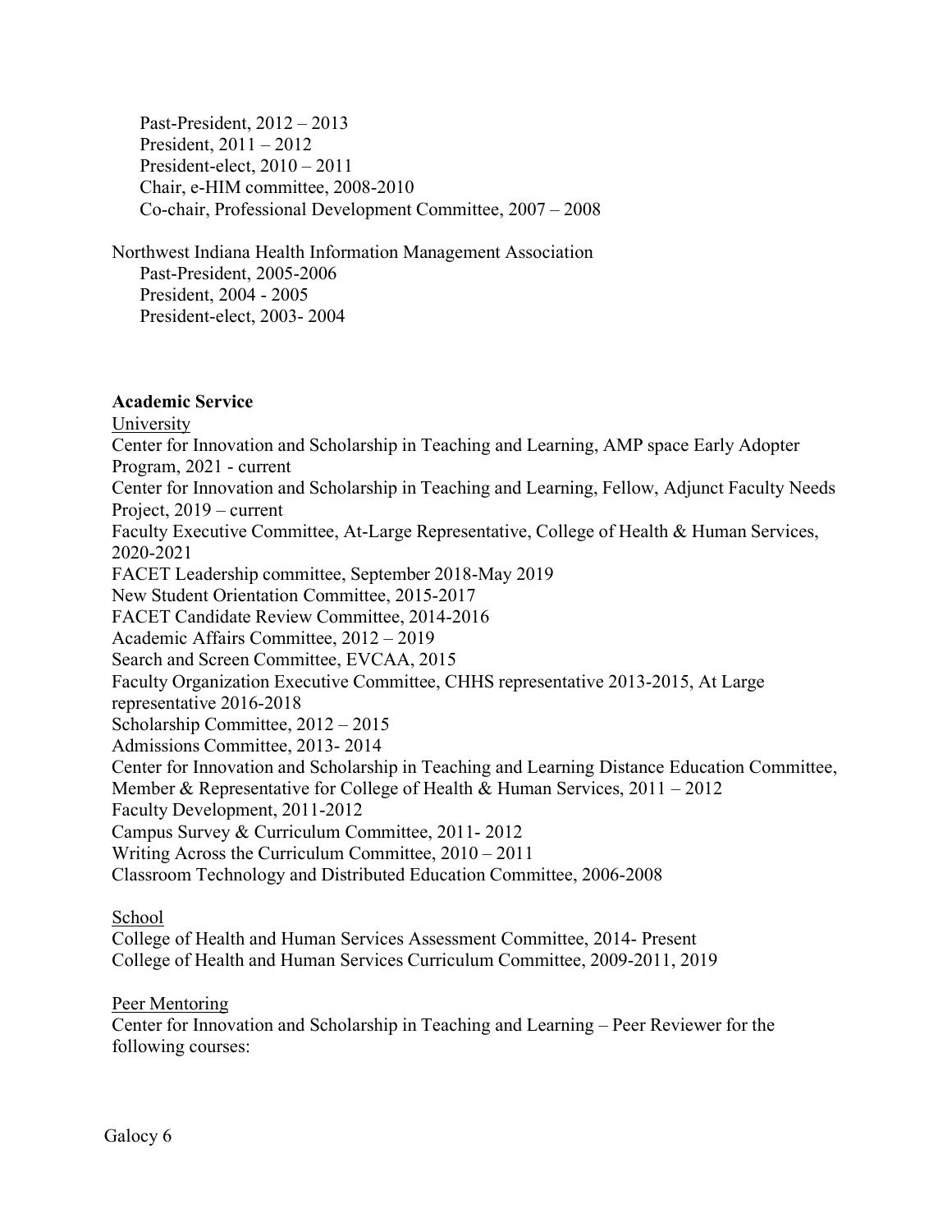Past-President, 2012 – 2013
President, 2011 – 2012
President-elect, 2010 – 2011
Chair, e-HIM committee, 2008-2010
Co-chair, Professional Development Committee, 2007 – 2008

Northwest Indiana Health Information Management Association
Past-President, 2005-2006
President, 2004 - 2005
President-elect, 2003- 2004

**Academic Service**

University

Center for Innovation and Scholarship in Teaching and Learning, AMP space Early Adopter Program, 2021 - current
Center for Innovation and Scholarship in Teaching and Learning, Fellow, Adjunct Faculty Needs Project, 2019 – current
Faculty Executive Committee, At-Large Representative, College of Health & Human Services, 2020-2021
FACET Leadership committee, September 2018-May 2019
New Student Orientation Committee, 2015-2017
FACET Candidate Review Committee, 2014-2016
Academic Affairs Committee, 2012 – 2019
Search and Screen Committee, EVCAA, 2015
Faculty Organization Executive Committee, CHHS representative 2013-2015, At Large representative 2016-2018
Scholarship Committee, 2012 – 2015
Admissions Committee, 2013- 2014
Center for Innovation and Scholarship in Teaching and Learning Distance Education Committee, Member & Representative for College of Health & Human Services, 2011 – 2012
Faculty Development, 2011-2012
Campus Survey & Curriculum Committee, 2011- 2012
Writing Across the Curriculum Committee, 2010 – 2011
Classroom Technology and Distributed Education Committee, 2006-2008

School

College of Health and Human Services Assessment Committee, 2014- Present
College of Health and Human Services Curriculum Committee, 2009-2011, 2019

Peer Mentoring

Center for Innovation and Scholarship in Teaching and Learning – Peer Reviewer for the following courses: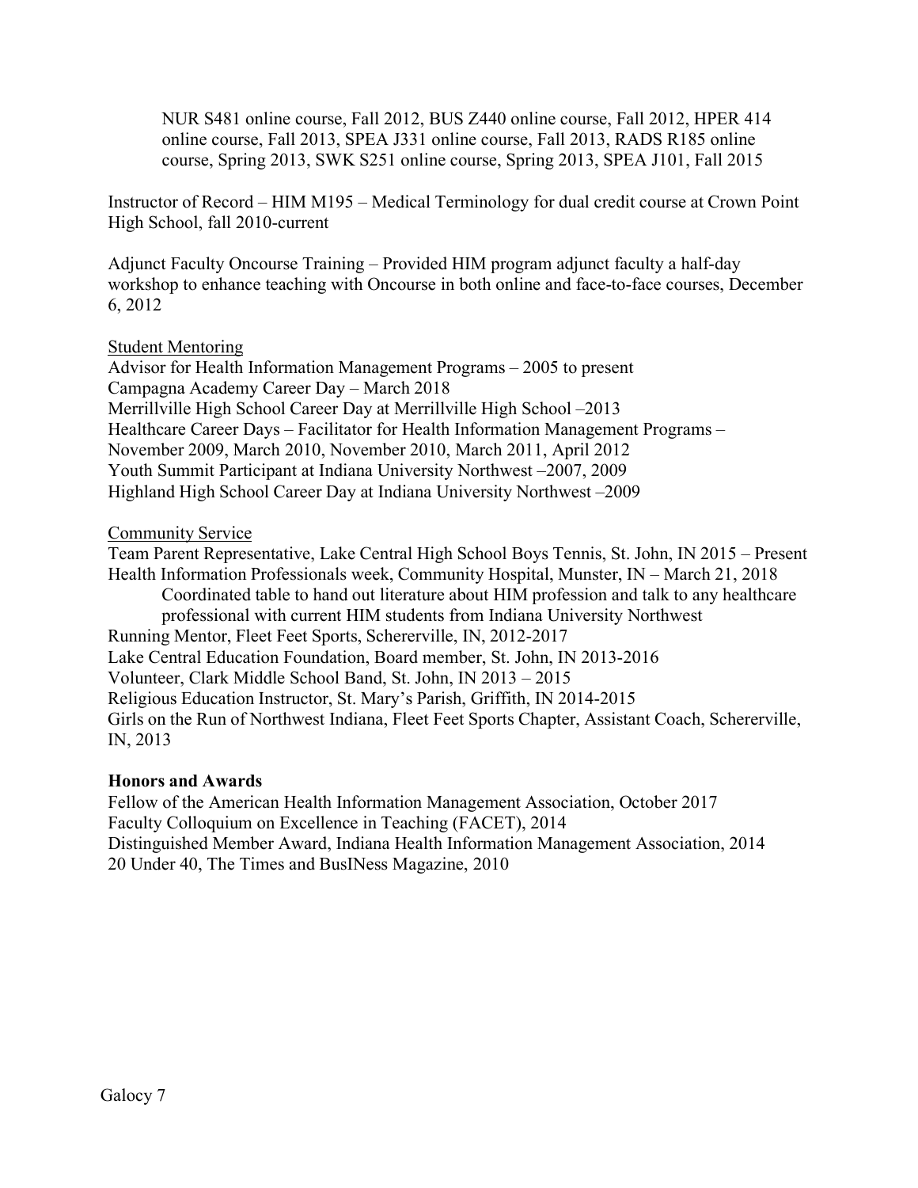NUR S481 online course, Fall 2012, BUS Z440 online course, Fall 2012, HPER 414 online course, Fall 2013, SPEA J331 online course, Fall 2013, RADS R185 online course, Spring 2013, SWK S251 online course, Spring 2013, SPEA J101, Fall 2015

Instructor of Record – HIM M195 – Medical Terminology for dual credit course at Crown Point High School, fall 2010-current

Adjunct Faculty Oncourse Training – Provided HIM program adjunct faculty a half-day workshop to enhance teaching with Oncourse in both online and face-to-face courses, December 6, 2012

<u>Student Mentoring</u>

Advisor for Health Information Management Programs – 2005 to present
Campagna Academy Career Day – March 2018
Merrillville High School Career Day at Merrillville High School –2013
Healthcare Career Days – Facilitator for Health Information Management Programs – November 2009, March 2010, November 2010, March 2011, April 2012
Youth Summit Participant at Indiana University Northwest –2007, 2009
Highland High School Career Day at Indiana University Northwest –2009

<u>Community Service</u>

Team Parent Representative, Lake Central High School Boys Tennis, St. John, IN 2015 – Present
Health Information Professionals week, Community Hospital, Munster, IN – March 21, 2018
    Coordinated table to hand out literature about HIM profession and talk to any healthcare professional with current HIM students from Indiana University Northwest
Running Mentor, Fleet Feet Sports, Schererville, IN, 2012-2017
Lake Central Education Foundation, Board member, St. John, IN 2013-2016
Volunteer, Clark Middle School Band, St. John, IN 2013 – 2015
Religious Education Instructor, St. Mary's Parish, Griffith, IN 2014-2015
Girls on the Run of Northwest Indiana, Fleet Feet Sports Chapter, Assistant Coach, Schererville, IN, 2013

**Honors and Awards**

Fellow of the American Health Information Management Association, October 2017
Faculty Colloquium on Excellence in Teaching (FACET), 2014
Distinguished Member Award, Indiana Health Information Management Association, 2014
20 Under 40, The Times and BusINess Magazine, 2010